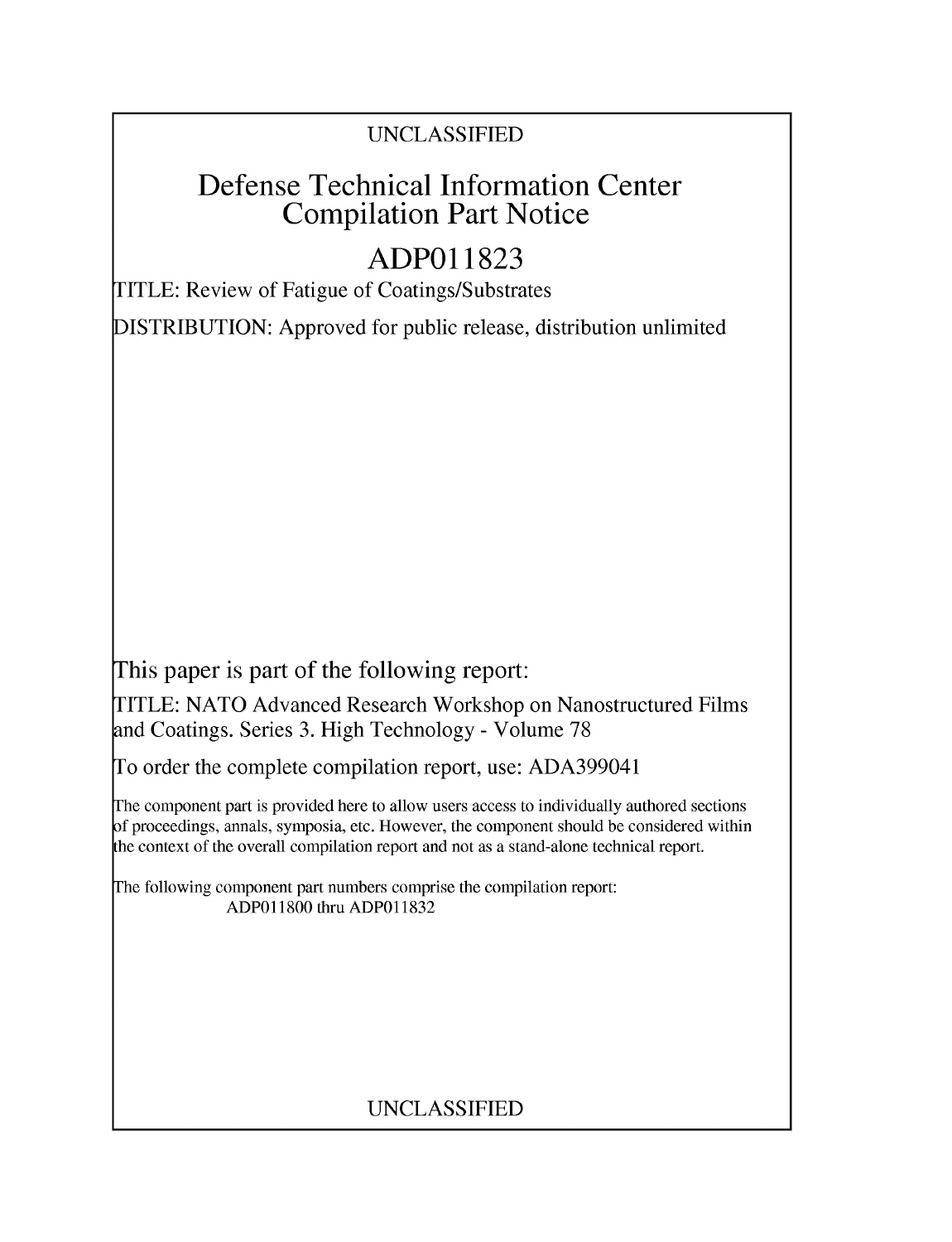UNCLASSIFIED

# Defense Technical Information Center Compilation Part Notice

# ADP011823

TITLE: Review of Fatigue of Coatings/Substrates

DISTRIBUTION: Approved for public release, distribution unlimited

This paper is part of the following report:

TITLE: NATO Advanced Research Workshop on Nanostructured Films and Coatings. Series 3. High Technology - Volume 78

To order the complete compilation report, use: ADA399041

The component part is provided here to allow users access to individually authored sections of proceedings, annals, symposia, etc. However, the component should be considered within the context of the overall compilation report and not as a stand-alone technical report.

The following component part numbers comprise the compilation report:
ADP011800 thru ADP011832

UNCLASSIFIED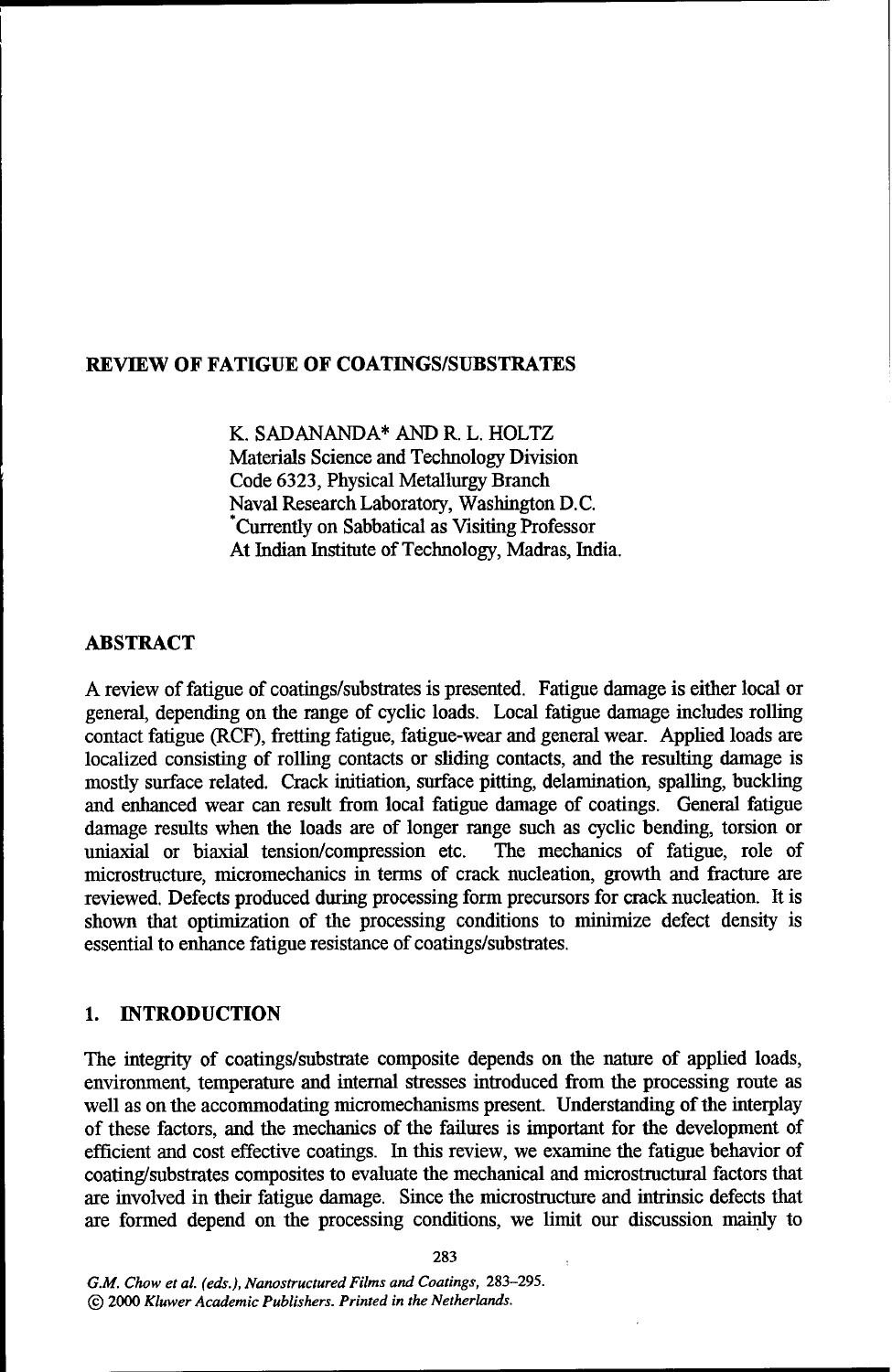## REVIEW OF FATIGUE OF COATINGS/SUBSTRATES

K. SADANANDA* AND R. L. HOLTZ
Materials Science and Technology Division
Code 6323, Physical Metallurgy Branch
Naval Research Laboratory, Washington D.C.
*Currently on Sabbatical as Visiting Professor
At Indian Institute of Technology, Madras, India.

## ABSTRACT

A review of fatigue of coatings/substrates is presented. Fatigue damage is either local or general, depending on the range of cyclic loads. Local fatigue damage includes rolling contact fatigue (RCF), fretting fatigue, fatigue-wear and general wear. Applied loads are localized consisting of rolling contacts or sliding contacts, and the resulting damage is mostly surface related. Crack initiation, surface pitting, delamination, spalling, buckling and enhanced wear can result from local fatigue damage of coatings. General fatigue damage results when the loads are of longer range such as cyclic bending, torsion or uniaxial or biaxial tension/compression etc. The mechanics of fatigue, role of microstructure, micromechanics in terms of crack nucleation, growth and fracture are reviewed. Defects produced during processing form precursors for crack nucleation. It is shown that optimization of the processing conditions to minimize defect density is essential to enhance fatigue resistance of coatings/substrates.

## 1. INTRODUCTION

The integrity of coatings/substrate composite depends on the nature of applied loads, environment, temperature and internal stresses introduced from the processing route as well as on the accommodating micromechanisms present. Understanding of the interplay of these factors, and the mechanics of the failures is important for the development of efficient and cost effective coatings. In this review, we examine the fatigue behavior of coating/substrates composites to evaluate the mechanical and microstructural factors that are involved in their fatigue damage. Since the microstructure and intrinsic defects that are formed depend on the processing conditions, we limit our discussion mainly to

*G.M. Chow et al. (eds.), Nanostructured Films and Coatings*, 283–295.
© 2000 *Kluwer Academic Publishers. Printed in the Netherlands.*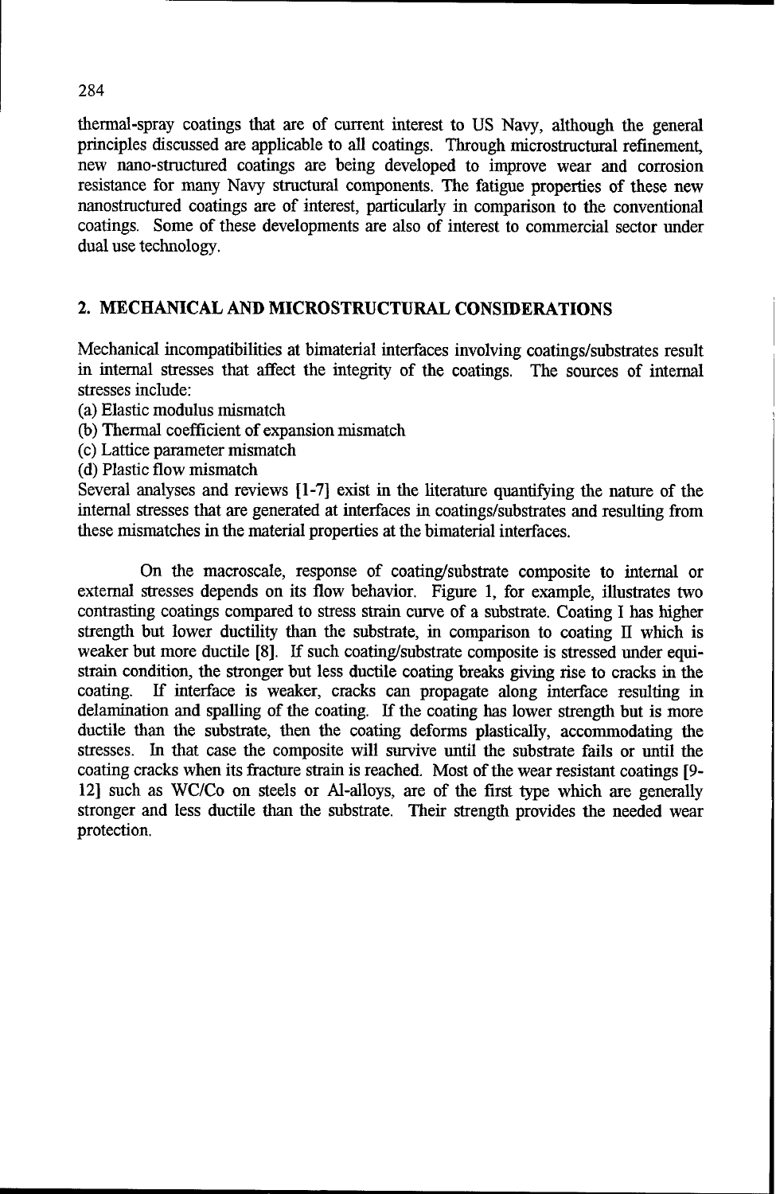thermal-spray coatings that are of current interest to US Navy, although the general principles discussed are applicable to all coatings. Through microstructural refinement, new nano-structured coatings are being developed to improve wear and corrosion resistance for many Navy structural components. The fatigue properties of these new nanostructured coatings are of interest, particularly in comparison to the conventional coatings. Some of these developments are also of interest to commercial sector under dual use technology.

## 2. MECHANICAL AND MICROSTRUCTURAL CONSIDERATIONS

Mechanical incompatibilities at bimaterial interfaces involving coatings/substrates result in internal stresses that affect the integrity of the coatings. The sources of internal stresses include:

(a) Elastic modulus mismatch
(b) Thermal coefficient of expansion mismatch
(c) Lattice parameter mismatch
(d) Plastic flow mismatch

Several analyses and reviews [1-7] exist in the literature quantifying the nature of the internal stresses that are generated at interfaces in coatings/substrates and resulting from these mismatches in the material properties at the bimaterial interfaces.

On the macroscale, response of coating/substrate composite to internal or external stresses depends on its flow behavior. Figure 1, for example, illustrates two contrasting coatings compared to stress strain curve of a substrate. Coating I has higher strength but lower ductility than the substrate, in comparison to coating II which is weaker but more ductile [8]. If such coating/substrate composite is stressed under equi-strain condition, the stronger but less ductile coating breaks giving rise to cracks in the coating. If interface is weaker, cracks can propagate along interface resulting in delamination and spalling of the coating. If the coating has lower strength but is more ductile than the substrate, then the coating deforms plastically, accommodating the stresses. In that case the composite will survive until the substrate fails or until the coating cracks when its fracture strain is reached. Most of the wear resistant coatings [9-12] such as WC/Co on steels or Al-alloys, are of the first type which are generally stronger and less ductile than the substrate. Their strength provides the needed wear protection.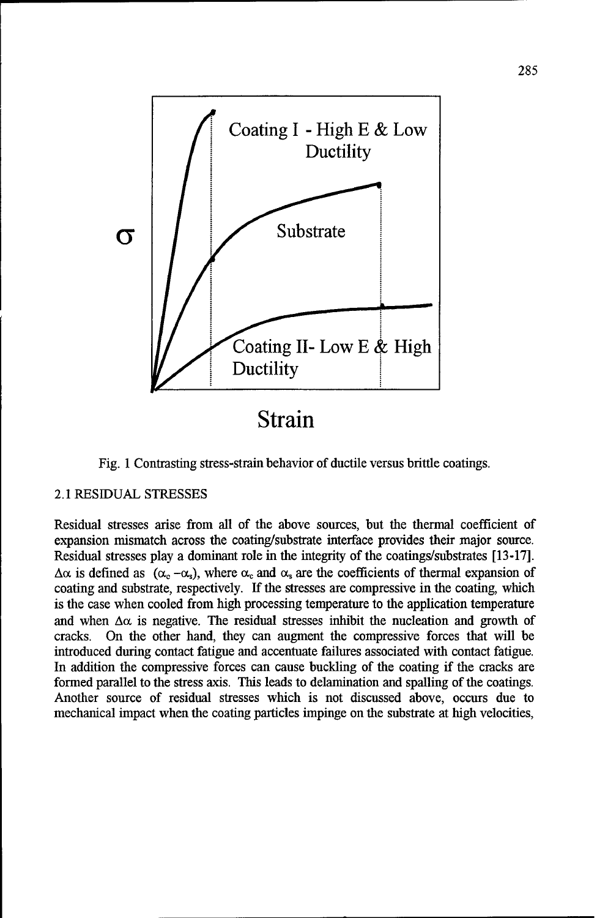Fig. 1 Contrasting stress-strain behavior of ductile versus brittle coatings.

### 2.1 RESIDUAL STRESSES

Residual stresses arise from all of the above sources, but the thermal coefficient of expansion mismatch across the coating/substrate interface provides their major source. Residual stresses play a dominant role in the integrity of the coatings/substrates [13-17]. $\Delta\alpha$ is defined as $(\alpha_c - \alpha_s)$, where $\alpha_c$ and $\alpha_s$ are the coefficients of thermal expansion of coating and substrate, respectively. If the stresses are compressive in the coating, which is the case when cooled from high processing temperature to the application temperature and when $\Delta\alpha$ is negative. The residual stresses inhibit the nucleation and growth of cracks. On the other hand, they can augment the compressive forces that will be introduced during contact fatigue and accentuate failures associated with contact fatigue. In addition the compressive forces can cause buckling of the coating if the cracks are formed parallel to the stress axis. This leads to delamination and spalling of the coatings. Another source of residual stresses which is not discussed above, occurs due to mechanical impact when the coating particles impinge on the substrate at high velocities,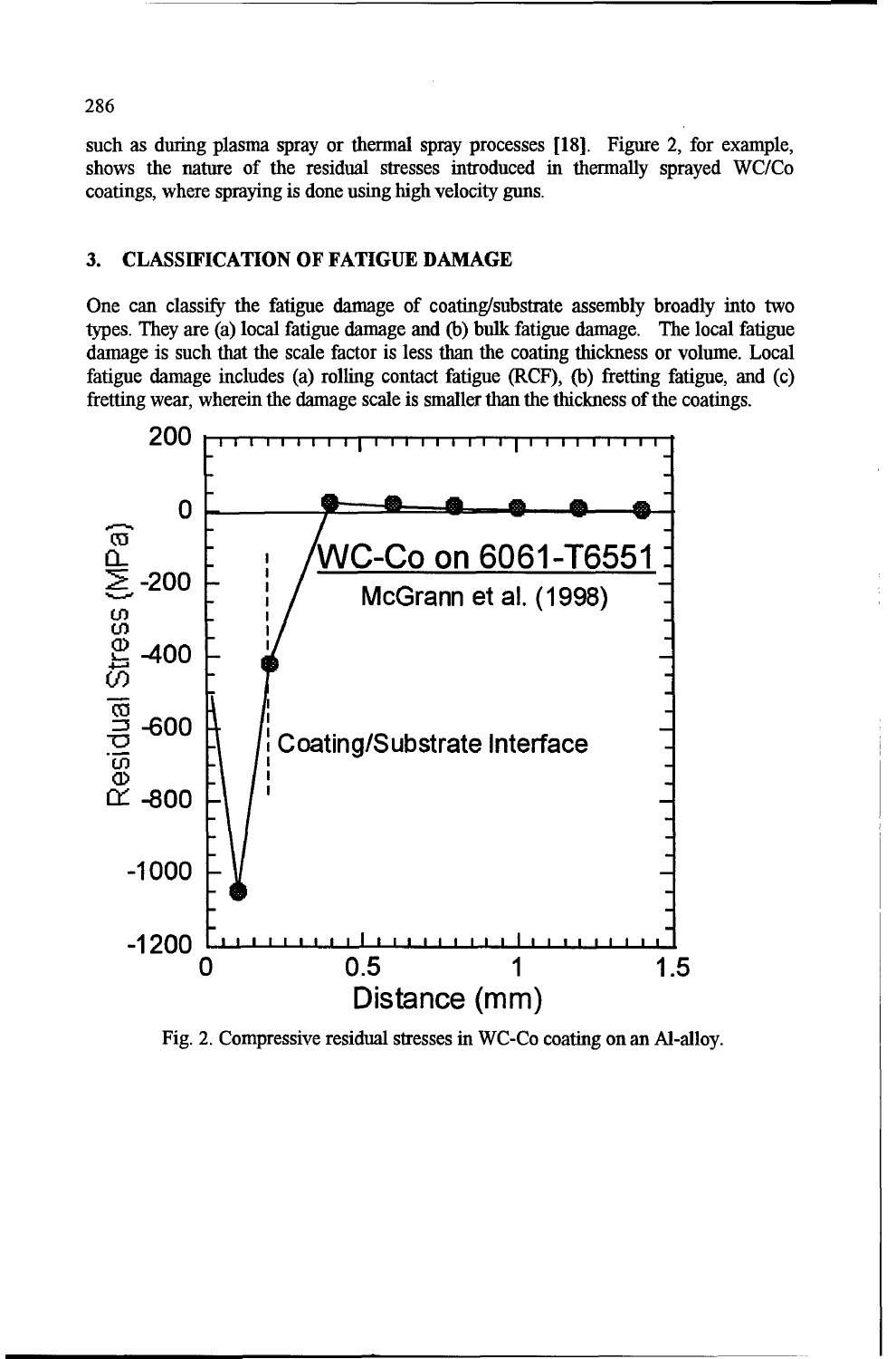such as during plasma spray or thermal spray processes [18]. Figure 2, for example, shows the nature of the residual stresses introduced in thermally sprayed WC/Co coatings, where spraying is done using high velocity guns.

## 3. CLASSIFICATION OF FATIGUE DAMAGE

One can classify the fatigue damage of coating/substrate assembly broadly into two types. They are (a) local fatigue damage and (b) bulk fatigue damage. The local fatigue damage is such that the scale factor is less than the coating thickness or volume. Local fatigue damage includes (a) rolling contact fatigue (RCF), (b) fretting fatigue, and (c) fretting wear, wherein the damage scale is smaller than the thickness of the coatings.

Fig. 2. Compressive residual stresses in WC-Co coating on an Al-alloy.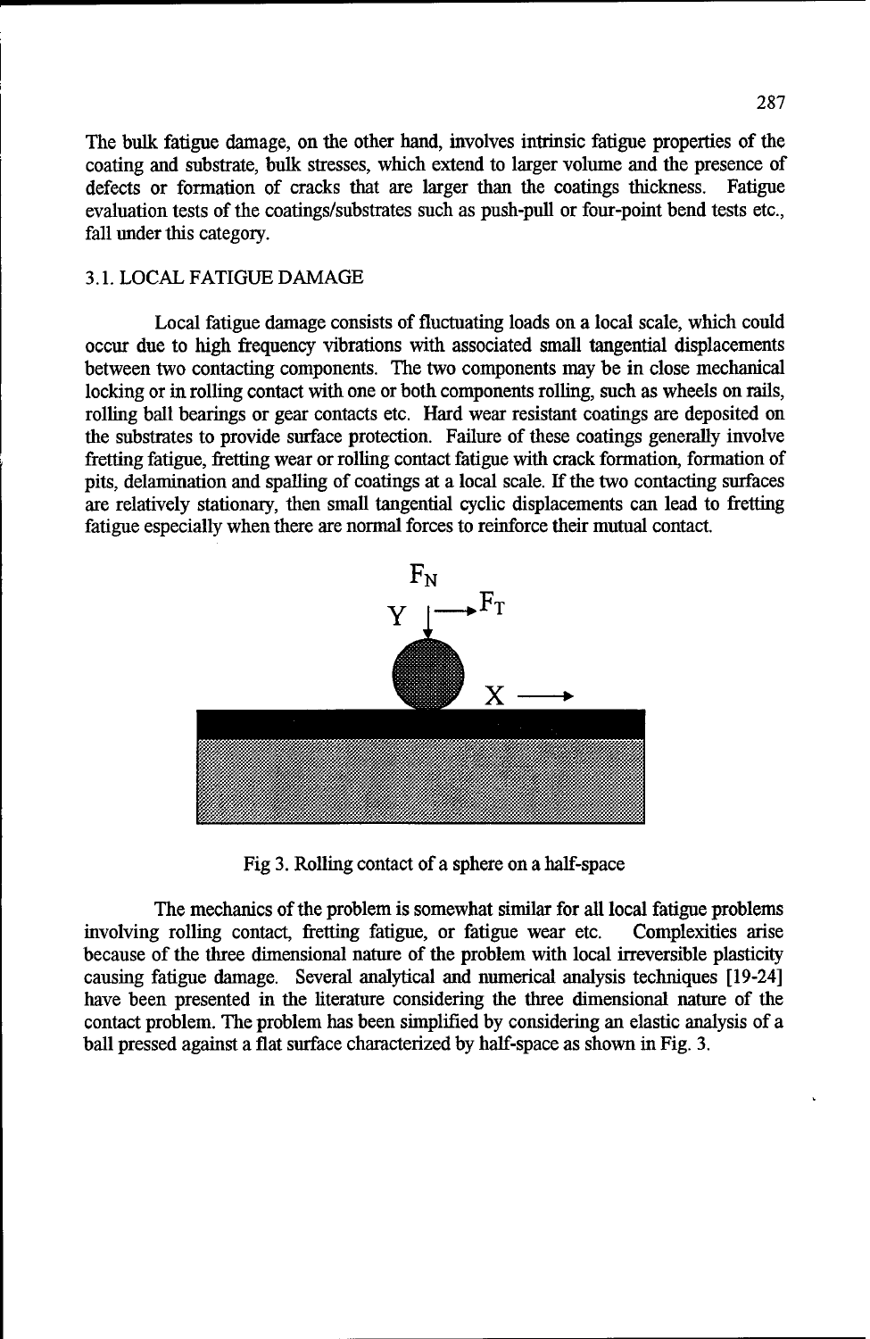The bulk fatigue damage, on the other hand, involves intrinsic fatigue properties of the coating and substrate, bulk stresses, which extend to larger volume and the presence of defects or formation of cracks that are larger than the coatings thickness. Fatigue evaluation tests of the coatings/substrates such as push-pull or four-point bend tests etc., fall under this category.

### 3.1. LOCAL FATIGUE DAMAGE

Local fatigue damage consists of fluctuating loads on a local scale, which could occur due to high frequency vibrations with associated small tangential displacements between two contacting components. The two components may be in close mechanical locking or in rolling contact with one or both components rolling, such as wheels on rails, rolling ball bearings or gear contacts etc. Hard wear resistant coatings are deposited on the substrates to provide surface protection. Failure of these coatings generally involve fretting fatigue, fretting wear or rolling contact fatigue with crack formation, formation of pits, delamination and spalling of coatings at a local scale. If the two contacting surfaces are relatively stationary, then small tangential cyclic displacements can lead to fretting fatigue especially when there are normal forces to reinforce their mutual contact.

Fig 3. Rolling contact of a sphere on a half-space

The mechanics of the problem is somewhat similar for all local fatigue problems involving rolling contact, fretting fatigue, or fatigue wear etc. Complexities arise because of the three dimensional nature of the problem with local irreversible plasticity causing fatigue damage. Several analytical and numerical analysis techniques [19-24] have been presented in the literature considering the three dimensional nature of the contact problem. The problem has been simplified by considering an elastic analysis of a ball pressed against a flat surface characterized by half-space as shown in Fig. 3.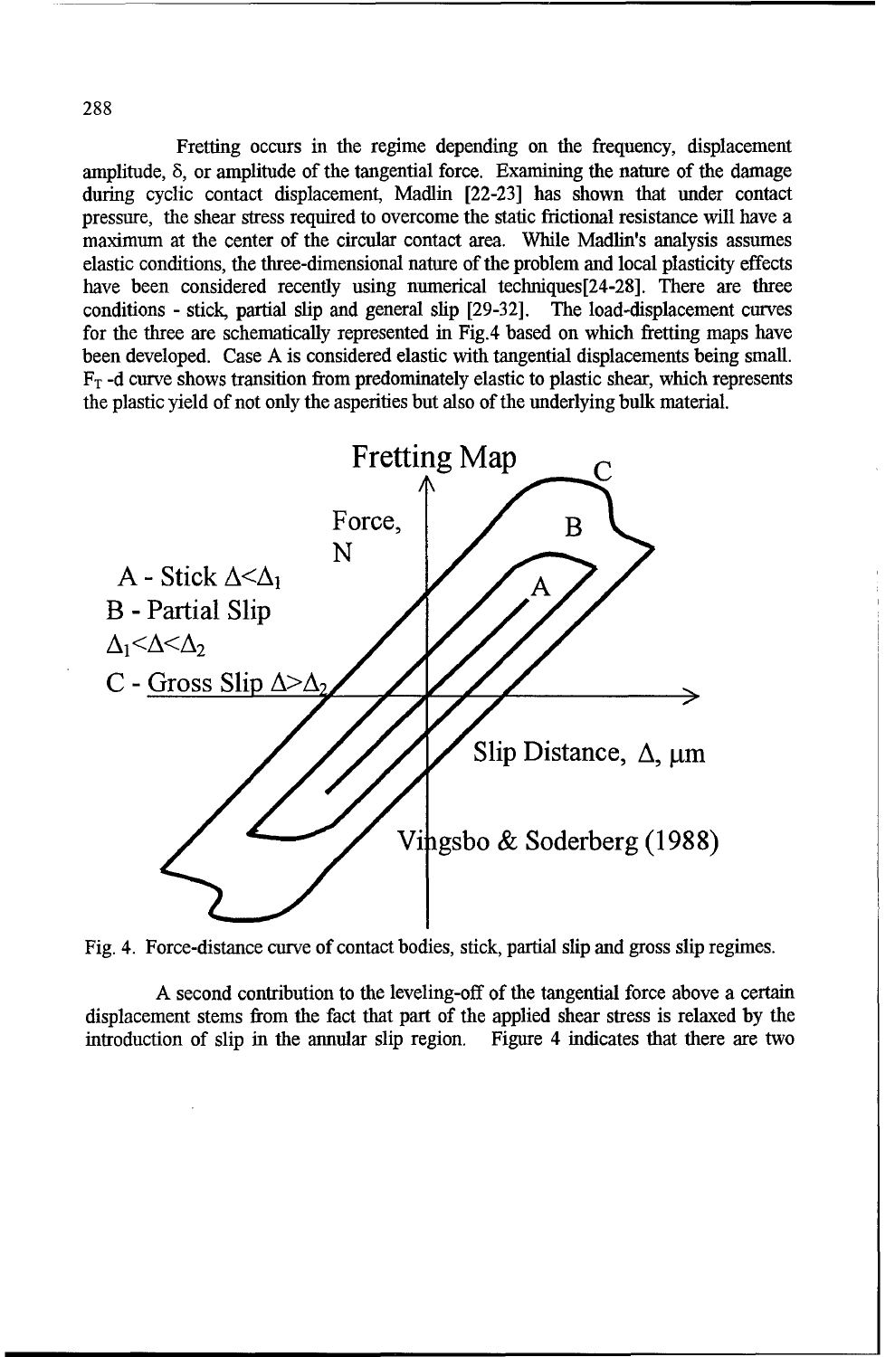Fretting occurs in the regime depending on the frequency, displacement amplitude, δ, or amplitude of the tangential force. Examining the nature of the damage during cyclic contact displacement, Madlin [22-23] has shown that under contact pressure, the shear stress required to overcome the static frictional resistance will have a maximum at the center of the circular contact area. While Madlin's analysis assumes elastic conditions, the three-dimensional nature of the problem and local plasticity effects have been considered recently using numerical techniques[24-28]. There are three conditions - stick, partial slip and general slip [29-32]. The load-displacement curves for the three are schematically represented in Fig.4 based on which fretting maps have been developed. Case A is considered elastic with tangential displacements being small. $F_T$ -d curve shows transition from predominately elastic to plastic shear, which represents the plastic yield of not only the asperities but also of the underlying bulk material.

Fretting Map

A - Stick $\Delta<\Delta_1$

B - Partial Slip $\Delta_1<\Delta<\Delta_2$

C - Gross Slip $\Delta>\Delta_2$

Force, N

Slip Distance, Δ, μm

Vingsbo & Soderberg (1988)

Fig. 4. Force-distance curve of contact bodies, stick, partial slip and gross slip regimes.

A second contribution to the leveling-off of the tangential force above a certain displacement stems from the fact that part of the applied shear stress is relaxed by the introduction of slip in the annular slip region. Figure 4 indicates that there are two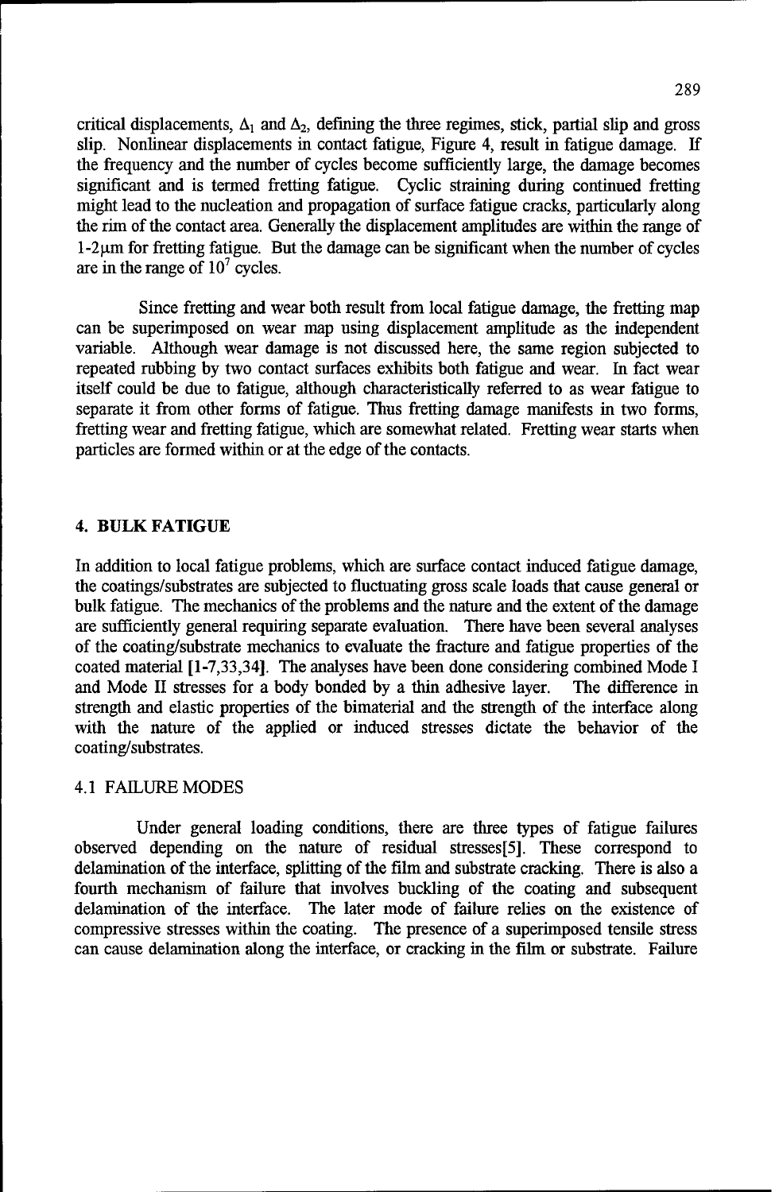critical displacements, $\Delta_1$ and $\Delta_2$, defining the three regimes, stick, partial slip and gross slip. Nonlinear displacements in contact fatigue, Figure 4, result in fatigue damage. If the frequency and the number of cycles become sufficiently large, the damage becomes significant and is termed fretting fatigue. Cyclic straining during continued fretting might lead to the nucleation and propagation of surface fatigue cracks, particularly along the rim of the contact area. Generally the displacement amplitudes are within the range of 1-2μm for fretting fatigue. But the damage can be significant when the number of cycles are in the range of $10^7$ cycles.

Since fretting and wear both result from local fatigue damage, the fretting map can be superimposed on wear map using displacement amplitude as the independent variable. Although wear damage is not discussed here, the same region subjected to repeated rubbing by two contact surfaces exhibits both fatigue and wear. In fact wear itself could be due to fatigue, although characteristically referred to as wear fatigue to separate it from other forms of fatigue. Thus fretting damage manifests in two forms, fretting wear and fretting fatigue, which are somewhat related. Fretting wear starts when particles are formed within or at the edge of the contacts.

## 4. BULK FATIGUE

In addition to local fatigue problems, which are surface contact induced fatigue damage, the coatings/substrates are subjected to fluctuating gross scale loads that cause general or bulk fatigue. The mechanics of the problems and the nature and the extent of the damage are sufficiently general requiring separate evaluation. There have been several analyses of the coating/substrate mechanics to evaluate the fracture and fatigue properties of the coated material [1-7,33,34]. The analyses have been done considering combined Mode I and Mode II stresses for a body bonded by a thin adhesive layer. The difference in strength and elastic properties of the bimaterial and the strength of the interface along with the nature of the applied or induced stresses dictate the behavior of the coating/substrates.

### 4.1 FAILURE MODES

Under general loading conditions, there are three types of fatigue failures observed depending on the nature of residual stresses[5]. These correspond to delamination of the interface, splitting of the film and substrate cracking. There is also a fourth mechanism of failure that involves buckling of the coating and subsequent delamination of the interface. The later mode of failure relies on the existence of compressive stresses within the coating. The presence of a superimposed tensile stress can cause delamination along the interface, or cracking in the film or substrate. Failure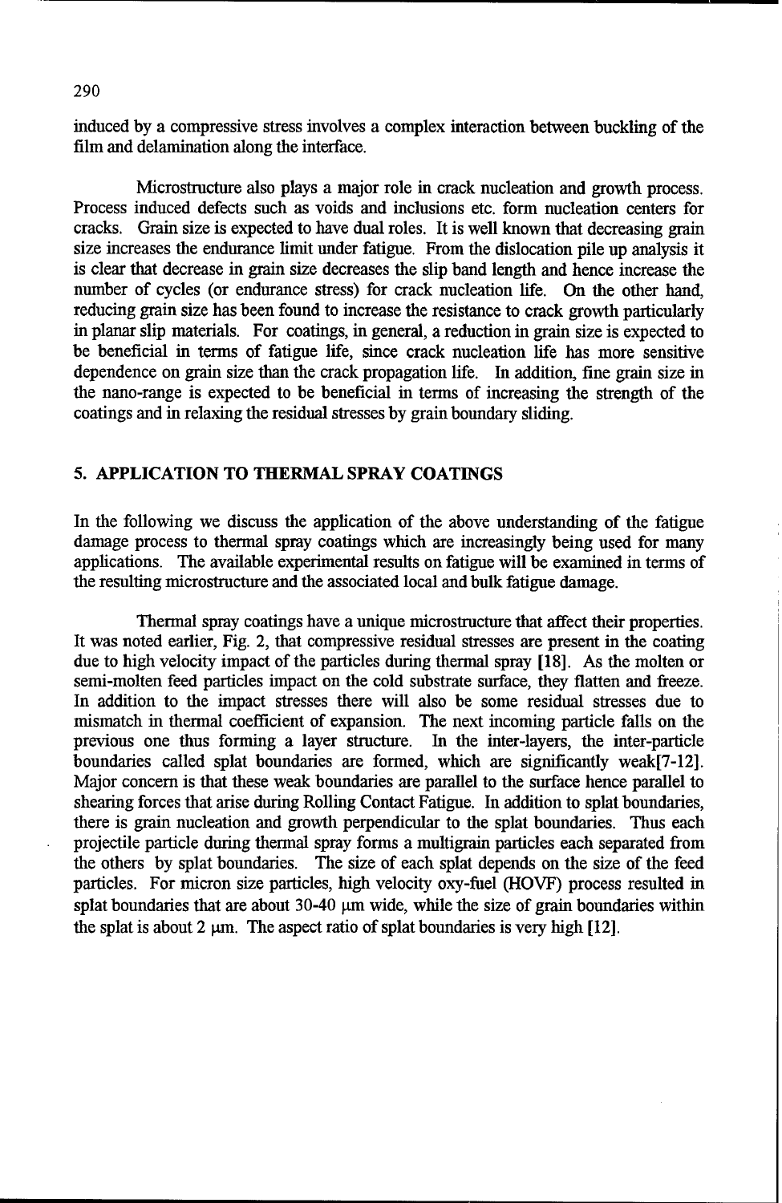induced by a compressive stress involves a complex interaction between buckling of the film and delamination along the interface.

Microstructure also plays a major role in crack nucleation and growth process. Process induced defects such as voids and inclusions etc. form nucleation centers for cracks. Grain size is expected to have dual roles. It is well known that decreasing grain size increases the endurance limit under fatigue. From the dislocation pile up analysis it is clear that decrease in grain size decreases the slip band length and hence increase the number of cycles (or endurance stress) for crack nucleation life. On the other hand, reducing grain size has been found to increase the resistance to crack growth particularly in planar slip materials. For coatings, in general, a reduction in grain size is expected to be beneficial in terms of fatigue life, since crack nucleation life has more sensitive dependence on grain size than the crack propagation life. In addition, fine grain size in the nano-range is expected to be beneficial in terms of increasing the strength of the coatings and in relaxing the residual stresses by grain boundary sliding.

## 5. APPLICATION TO THERMAL SPRAY COATINGS

In the following we discuss the application of the above understanding of the fatigue damage process to thermal spray coatings which are increasingly being used for many applications. The available experimental results on fatigue will be examined in terms of the resulting microstructure and the associated local and bulk fatigue damage.

Thermal spray coatings have a unique microstructure that affect their properties. It was noted earlier, Fig. 2, that compressive residual stresses are present in the coating due to high velocity impact of the particles during thermal spray [18]. As the molten or semi-molten feed particles impact on the cold substrate surface, they flatten and freeze. In addition to the impact stresses there will also be some residual stresses due to mismatch in thermal coefficient of expansion. The next incoming particle falls on the previous one thus forming a layer structure. In the inter-layers, the inter-particle boundaries called splat boundaries are formed, which are significantly weak[7-12]. Major concern is that these weak boundaries are parallel to the surface hence parallel to shearing forces that arise during Rolling Contact Fatigue. In addition to splat boundaries, there is grain nucleation and growth perpendicular to the splat boundaries. Thus each projectile particle during thermal spray forms a multigrain particles each separated from the others by splat boundaries. The size of each splat depends on the size of the feed particles. For micron size particles, high velocity oxy-fuel (HOVF) process resulted in splat boundaries that are about 30-40 μm wide, while the size of grain boundaries within the splat is about 2 μm. The aspect ratio of splat boundaries is very high [12].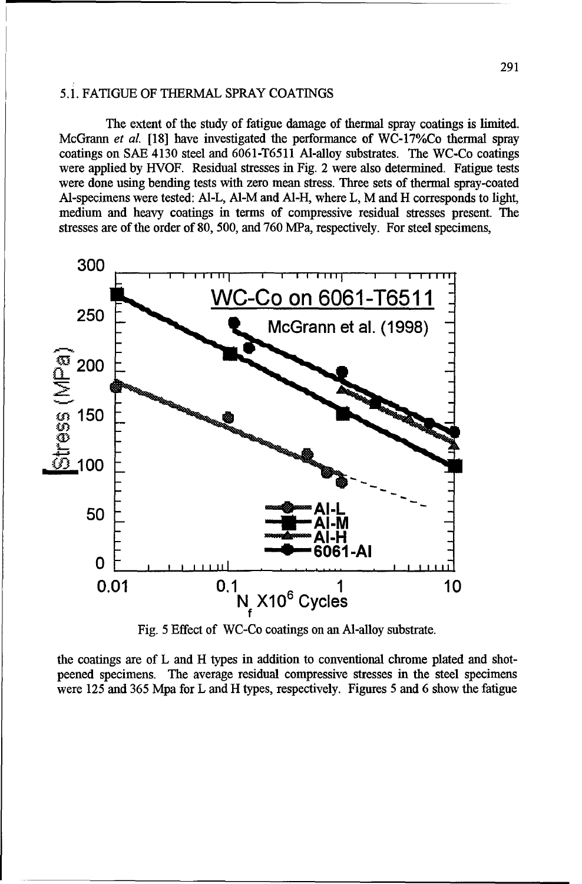### 5.1. FATIGUE OF THERMAL SPRAY COATINGS

The extent of the study of fatigue damage of thermal spray coatings is limited. McGrann *et al.* [18] have investigated the performance of WC-17%Co thermal spray coatings on SAE 4130 steel and 6061-T6511 Al-alloy substrates. The WC-Co coatings were applied by HVOF. Residual stresses in Fig. 2 were also determined. Fatigue tests were done using bending tests with zero mean stress. Three sets of thermal spray-coated Al-specimens were tested: Al-L, Al-M and Al-H, where L, M and H corresponds to light, medium and heavy coatings in terms of compressive residual stresses present. The stresses are of the order of 80, 500, and 760 MPa, respectively. For steel specimens,

Fig. 5 Effect of WC-Co coatings on an Al-alloy substrate.

the coatings are of L and H types in addition to conventional chrome plated and shot-peened specimens. The average residual compressive stresses in the steel specimens were 125 and 365 Mpa for L and H types, respectively. Figures 5 and 6 show the fatigue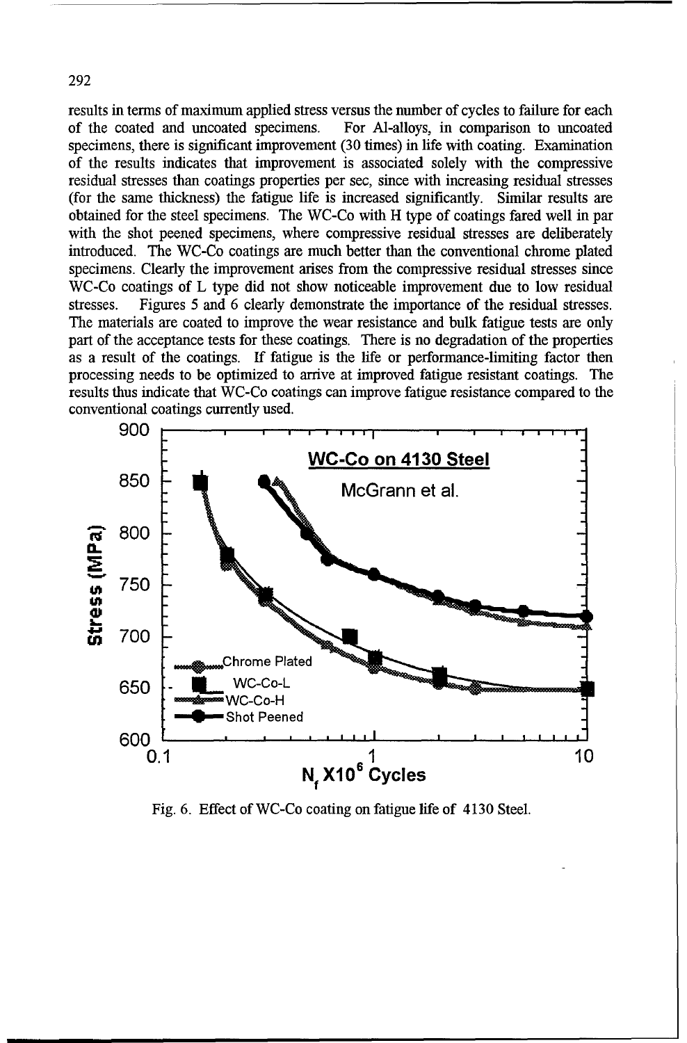results in terms of maximum applied stress versus the number of cycles to failure for each of the coated and uncoated specimens. For Al-alloys, in comparison to uncoated specimens, there is significant improvement (30 times) in life with coating. Examination of the results indicates that improvement is associated solely with the compressive residual stresses than coatings properties per sec, since with increasing residual stresses (for the same thickness) the fatigue life is increased significantly. Similar results are obtained for the steel specimens. The WC-Co with H type of coatings fared well in par with the shot peened specimens, where compressive residual stresses are deliberately introduced. The WC-Co coatings are much better than the conventional chrome plated specimens. Clearly the improvement arises from the compressive residual stresses since WC-Co coatings of L type did not show noticeable improvement due to low residual stresses. Figures 5 and 6 clearly demonstrate the importance of the residual stresses. The materials are coated to improve the wear resistance and bulk fatigue tests are only part of the acceptance tests for these coatings. There is no degradation of the properties as a result of the coatings. If fatigue is the life or performance-limiting factor then processing needs to be optimized to arrive at improved fatigue resistant coatings. The results thus indicate that WC-Co coatings can improve fatigue resistance compared to the conventional coatings currently used.

Fig. 6. Effect of WC-Co coating on fatigue life of 4130 Steel.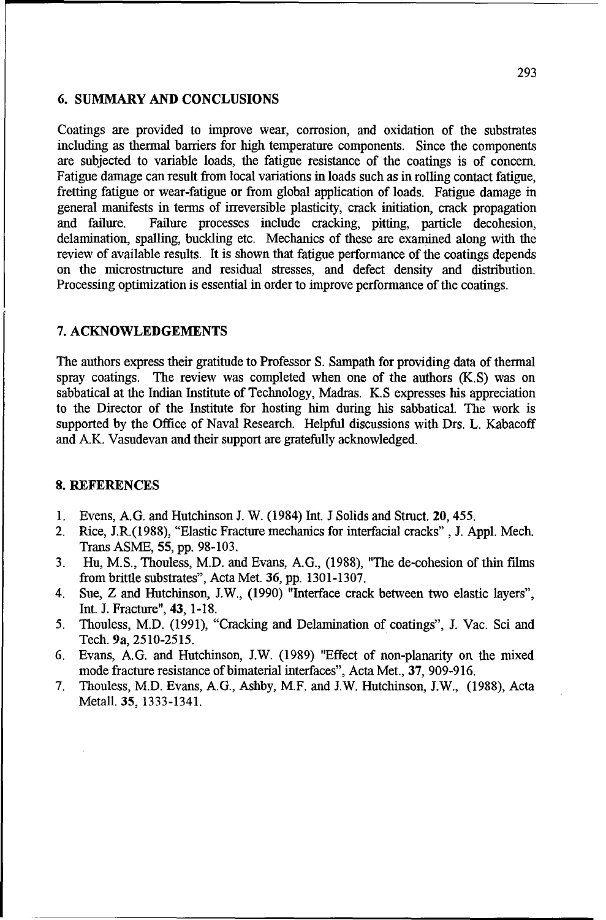## 6. SUMMARY AND CONCLUSIONS

Coatings are provided to improve wear, corrosion, and oxidation of the substrates including as thermal barriers for high temperature components. Since the components are subjected to variable loads, the fatigue resistance of the coatings is of concern. Fatigue damage can result from local variations in loads such as in rolling contact fatigue, fretting fatigue or wear-fatigue or from global application of loads. Fatigue damage in general manifests in terms of irreversible plasticity, crack initiation, crack propagation and failure. Failure processes include cracking, pitting, particle decohesion, delamination, spalling, buckling etc. Mechanics of these are examined along with the review of available results. It is shown that fatigue performance of the coatings depends on the microstructure and residual stresses, and defect density and distribution. Processing optimization is essential in order to improve performance of the coatings.

## 7. ACKNOWLEDGEMENTS

The authors express their gratitude to Professor S. Sampath for providing data of thermal spray coatings. The review was completed when one of the authors (K.S) was on sabbatical at the Indian Institute of Technology, Madras. K.S expresses his appreciation to the Director of the Institute for hosting him during his sabbatical. The work is supported by the Office of Naval Research. Helpful discussions with Drs. L. Kabacoff and A.K. Vasudevan and their support are gratefully acknowledged.

## 8. REFERENCES

1. Evens, A.G. and Hutchinson J. W. (1984) Int. J Solids and Struct. **20**, 455.
2. Rice, J.R.(1988), "Elastic Fracture mechanics for interfacial cracks" , J. Appl. Mech. Trans ASME, **55**, pp. 98-103.
3. Hu, M.S., Thouless, M.D. and Evans, A.G., (1988), "The de-cohesion of thin films from brittle substrates", Acta Met. **36**, pp. 1301-1307.
4. Sue, Z and Hutchinson, J.W., (1990) "Interface crack between two elastic layers", Int. J. Fracture", **43**, 1-18.
5. Thouless, M.D. (1991), "Cracking and Delamination of coatings", J. Vac. Sci and Tech. **9a**, 2510-2515.
6. Evans, A.G. and Hutchinson, J.W. (1989) "Effect of non-planarity on the mixed mode fracture resistance of bimaterial interfaces", Acta Met., **37**, 909-916.
7. Thouless, M.D. Evans, A.G., Ashby, M.F. and J.W. Hutchinson, J.W., (1988), Acta Metall. **35**, 1333-1341.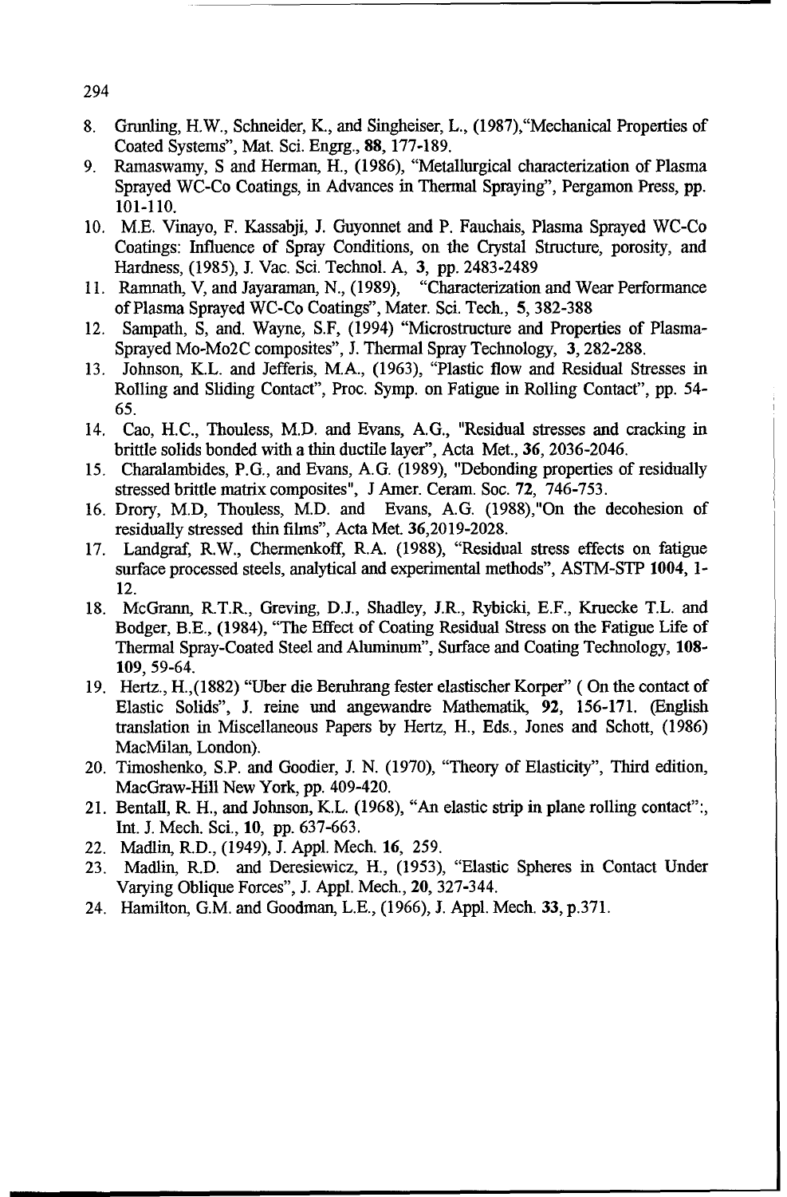8. Grunling, H.W., Schneider, K., and Singheiser, L., (1987),"Mechanical Properties of Coated Systems", Mat. Sci. Engrg., **88**, 177-189.
9. Ramaswamy, S and Herman, H., (1986), "Metallurgical characterization of Plasma Sprayed WC-Co Coatings, in Advances in Thermal Spraying", Pergamon Press, pp. 101-110.
10. M.E. Vinayo, F. Kassabji, J. Guyonnet and P. Fauchais, Plasma Sprayed WC-Co Coatings: Influence of Spray Conditions, on the Crystal Structure, porosity, and Hardness, (1985), J. Vac. Sci. Technol. A, **3**, pp. 2483-2489
11. Ramnath, V, and Jayaraman, N., (1989), "Characterization and Wear Performance of Plasma Sprayed WC-Co Coatings", Mater. Sci. Tech., **5**, 382-388
12. Sampath, S, and. Wayne, S.F, (1994) "Microstructure and Properties of Plasma-Sprayed Mo-Mo2C composites", J. Thermal Spray Technology, **3**, 282-288.
13. Johnson, K.L. and Jefferis, M.A., (1963), "Plastic flow and Residual Stresses in Rolling and Sliding Contact", Proc. Symp. on Fatigue in Rolling Contact", pp. 54-65.
14. Cao, H.C., Thouless, M.D. and Evans, A.G., "Residual stresses and cracking in brittle solids bonded with a thin ductile layer", Acta Met., **36**, 2036-2046.
15. Charalambides, P.G., and Evans, A.G. (1989), "Debonding properties of residually stressed brittle matrix composites", J Amer. Ceram. Soc. **72**, 746-753.
16. Drory, M.D, Thouless, M.D. and Evans, A.G. (1988),"On the decohesion of residually stressed thin films", Acta Met. **36**,2019-2028.
17. Landgraf, R.W., Chermenkoff, R.A. (1988), "Residual stress effects on fatigue surface processed steels, analytical and experimental methods", ASTM-STP **1004**, 1-12.
18. McGrann, R.T.R., Greving, D.J., Shadley, J.R., Rybicki, E.F., Kruecke T.L. and Bodger, B.E., (1984), "The Effect of Coating Residual Stress on the Fatigue Life of Thermal Spray-Coated Steel and Aluminum", Surface and Coating Technology, **108-109**, 59-64.
19. Hertz., H.,(1882) "Uber die Beruhrang fester elastischer Korper" ( On the contact of Elastic Solids", J. reine und angewandre Mathematik, **92**, 156-171. (English translation in Miscellaneous Papers by Hertz, H., Eds., Jones and Schott, (1986) MacMilan, London).
20. Timoshenko, S.P. and Goodier, J. N. (1970), "Theory of Elasticity", Third edition, MacGraw-Hill New York, pp. 409-420.
21. Bentall, R. H., and Johnson, K.L. (1968), "An elastic strip in plane rolling contact":, Int. J. Mech. Sci., **10**, pp. 637-663.
22. Madlin, R.D., (1949), J. Appl. Mech. **16**, 259.
23. Madlin, R.D. and Deresiewicz, H., (1953), "Elastic Spheres in Contact Under Varying Oblique Forces", J. Appl. Mech., **20**, 327-344.
24. Hamilton, G.M. and Goodman, L.E., (1966), J. Appl. Mech. **33**, p.371.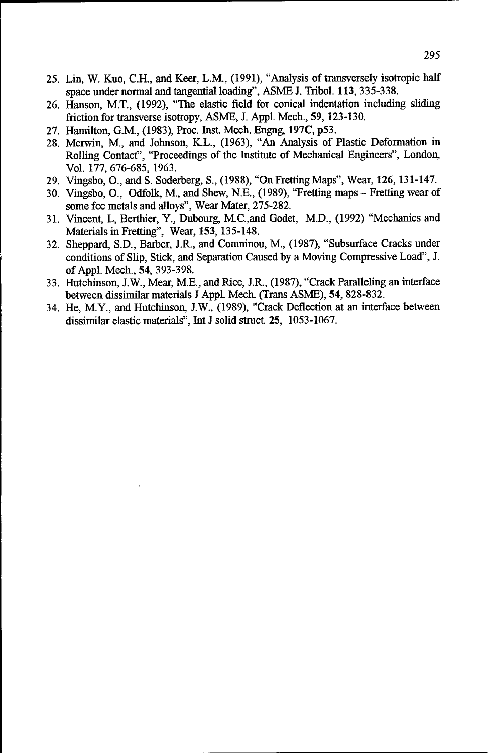25. Lin, W. Kuo, C.H., and Keer, L.M., (1991), "Analysis of transversely isotropic half space under normal and tangential loading", ASME J. Tribol. **113**, 335-338.
26. Hanson, M.T., (1992), "The elastic field for conical indentation including sliding friction for transverse isotropy, ASME, J. Appl. Mech., **59**, 123-130.
27. Hamilton, G.M., (1983), Proc. Inst. Mech. Engng, **197C**, p53.
28. Merwin, M., and Johnson, K.L., (1963), "An Analysis of Plastic Deformation in Rolling Contact", "Proceedings of the Institute of Mechanical Engineers", London, Vol. 177, 676-685, 1963.
29. Vingsbo, O., and S. Soderberg, S., (1988), "On Fretting Maps", Wear, **126**, 131-147.
30. Vingsbo, O., Odfolk, M., and Shew, N.E., (1989), "Fretting maps – Fretting wear of some fcc metals and alloys", Wear Mater, 275-282.
31. Vincent, L, Berthier, Y., Dubourg, M.C.,and Godet, M.D., (1992) "Mechanics and Materials in Fretting", Wear, **153**, 135-148.
32. Sheppard, S.D., Barber, J.R., and Comninou, M., (1987), "Subsurface Cracks under conditions of Slip, Stick, and Separation Caused by a Moving Compressive Load", J. of Appl. Mech., **54**, 393-398.
33. Hutchinson, J.W., Mear, M.E., and Rice, J.R., (1987), "Crack Paralleling an interface between dissimilar materials J Appl. Mech. (Trans ASME), **54**, 828-832.
34. He, M.Y., and Hutchinson, J.W., (1989), "Crack Deflection at an interface between dissimilar elastic materials", Int J solid struct. **25**, 1053-1067.